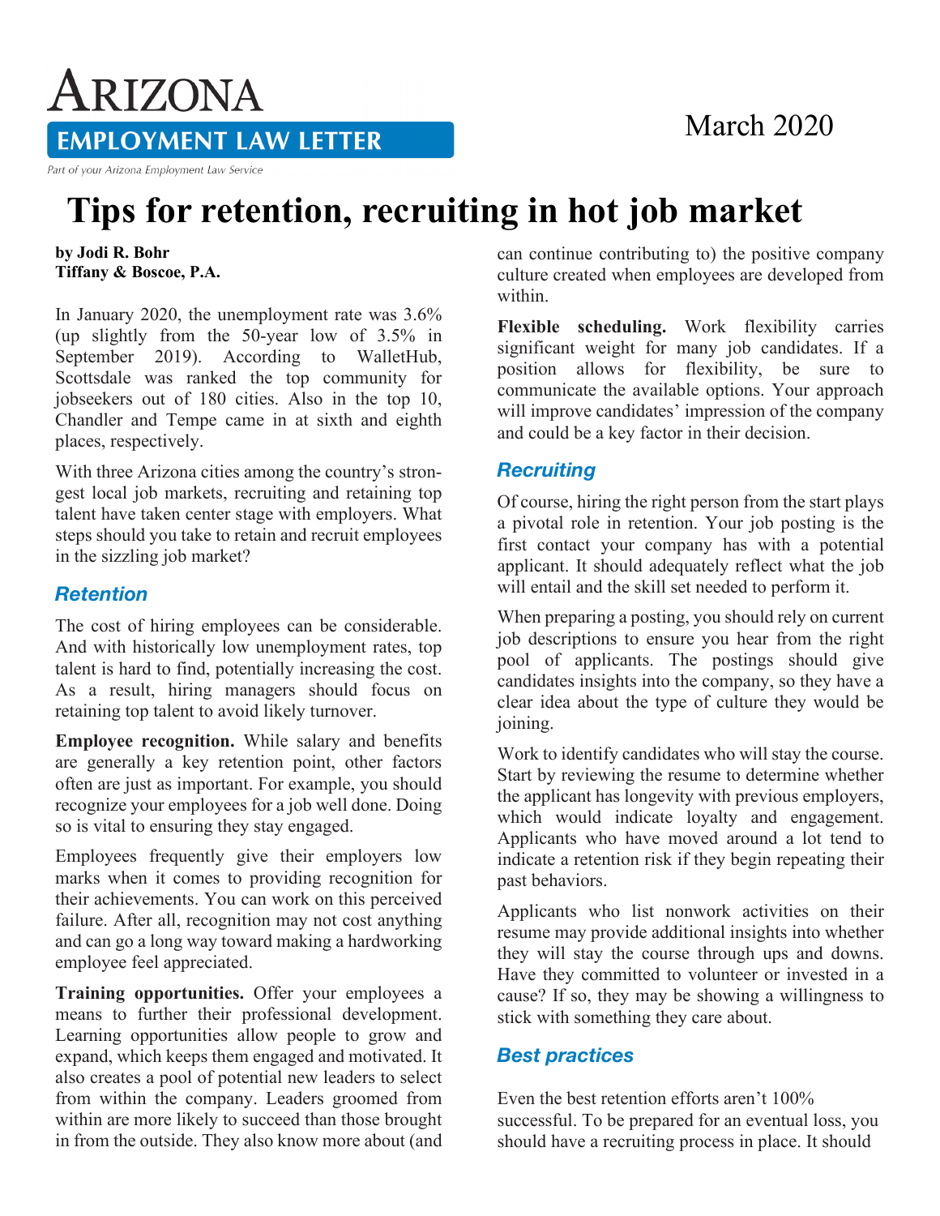# ARIZONA EMPLOYMENT LAW LETTER

*Part of your Arizona Employment Law Service*

March 2020

# Tips for retention, recruiting in hot job market

**by Jodi R. Bohr**
**Tiffany & Boscoe, P.A.**

In January 2020, the unemployment rate was 3.6% (up slightly from the 50-year low of 3.5% in September 2019). According to WalletHub, Scottsdale was ranked the top community for jobseekers out of 180 cities. Also in the top 10, Chandler and Tempe came in at sixth and eighth places, respectively.

With three Arizona cities among the country's strongest local job markets, recruiting and retaining top talent have taken center stage with employers. What steps should you take to retain and recruit employees in the sizzling job market?

## *Retention*

The cost of hiring employees can be considerable. And with historically low unemployment rates, top talent is hard to find, potentially increasing the cost. As a result, hiring managers should focus on retaining top talent to avoid likely turnover.

**Employee recognition.** While salary and benefits are generally a key retention point, other factors often are just as important. For example, you should recognize your employees for a job well done. Doing so is vital to ensuring they stay engaged.

Employees frequently give their employers low marks when it comes to providing recognition for their achievements. You can work on this perceived failure. After all, recognition may not cost anything and can go a long way toward making a hardworking employee feel appreciated.

**Training opportunities.** Offer your employees a means to further their professional development. Learning opportunities allow people to grow and expand, which keeps them engaged and motivated. It also creates a pool of potential new leaders to select from within the company. Leaders groomed from within are more likely to succeed than those brought in from the outside. They also know more about (and can continue contributing to) the positive company culture created when employees are developed from within.

**Flexible scheduling.** Work flexibility carries significant weight for many job candidates. If a position allows for flexibility, be sure to communicate the available options. Your approach will improve candidates' impression of the company and could be a key factor in their decision.

## *Recruiting*

Of course, hiring the right person from the start plays a pivotal role in retention. Your job posting is the first contact your company has with a potential applicant. It should adequately reflect what the job will entail and the skill set needed to perform it.

When preparing a posting, you should rely on current job descriptions to ensure you hear from the right pool of applicants. The postings should give candidates insights into the company, so they have a clear idea about the type of culture they would be joining.

Work to identify candidates who will stay the course. Start by reviewing the resume to determine whether the applicant has longevity with previous employers, which would indicate loyalty and engagement. Applicants who have moved around a lot tend to indicate a retention risk if they begin repeating their past behaviors.

Applicants who list nonwork activities on their resume may provide additional insights into whether they will stay the course through ups and downs. Have they committed to volunteer or invested in a cause? If so, they may be showing a willingness to stick with something they care about.

## *Best practices*

Even the best retention efforts aren't 100% successful. To be prepared for an eventual loss, you should have a recruiting process in place. It should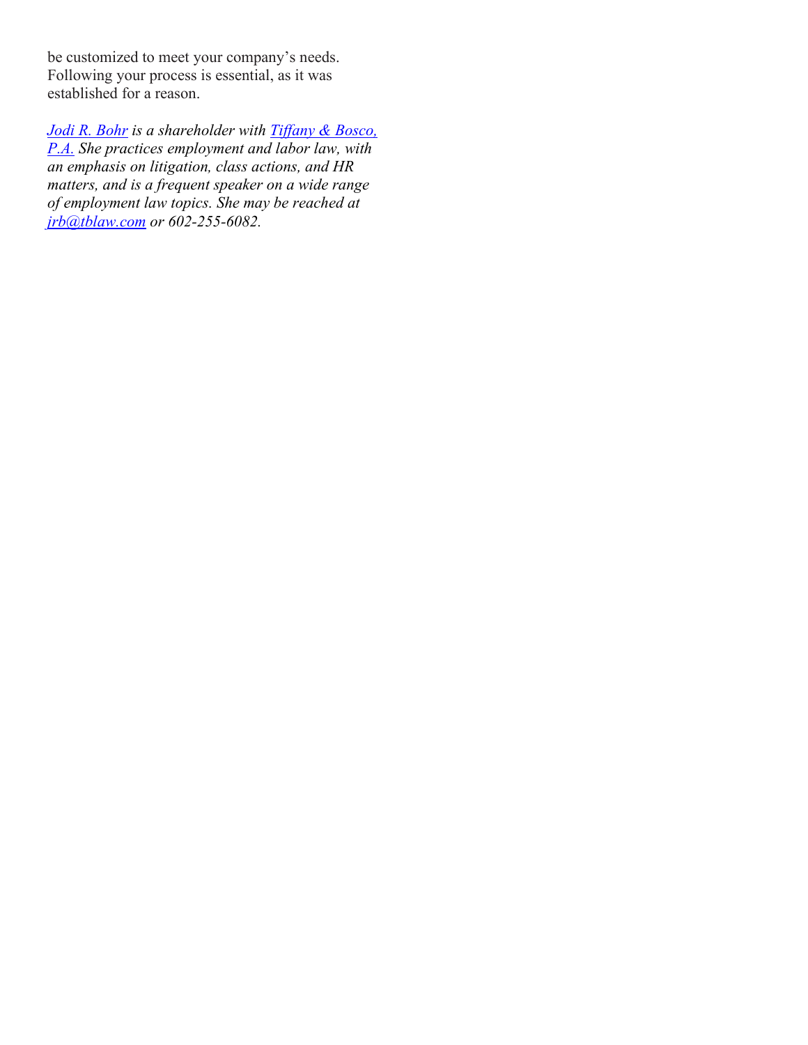be customized to meet your company's needs. Following your process is essential, as it was established for a reason.

*Jodi R. Bohr is a shareholder with Tiffany & Bosco, P.A. She practices employment and labor law, with an emphasis on litigation, class actions, and HR matters, and is a frequent speaker on a wide range of employment law topics. She may be reached at jrb@tblaw.com or 602-255-6082.*